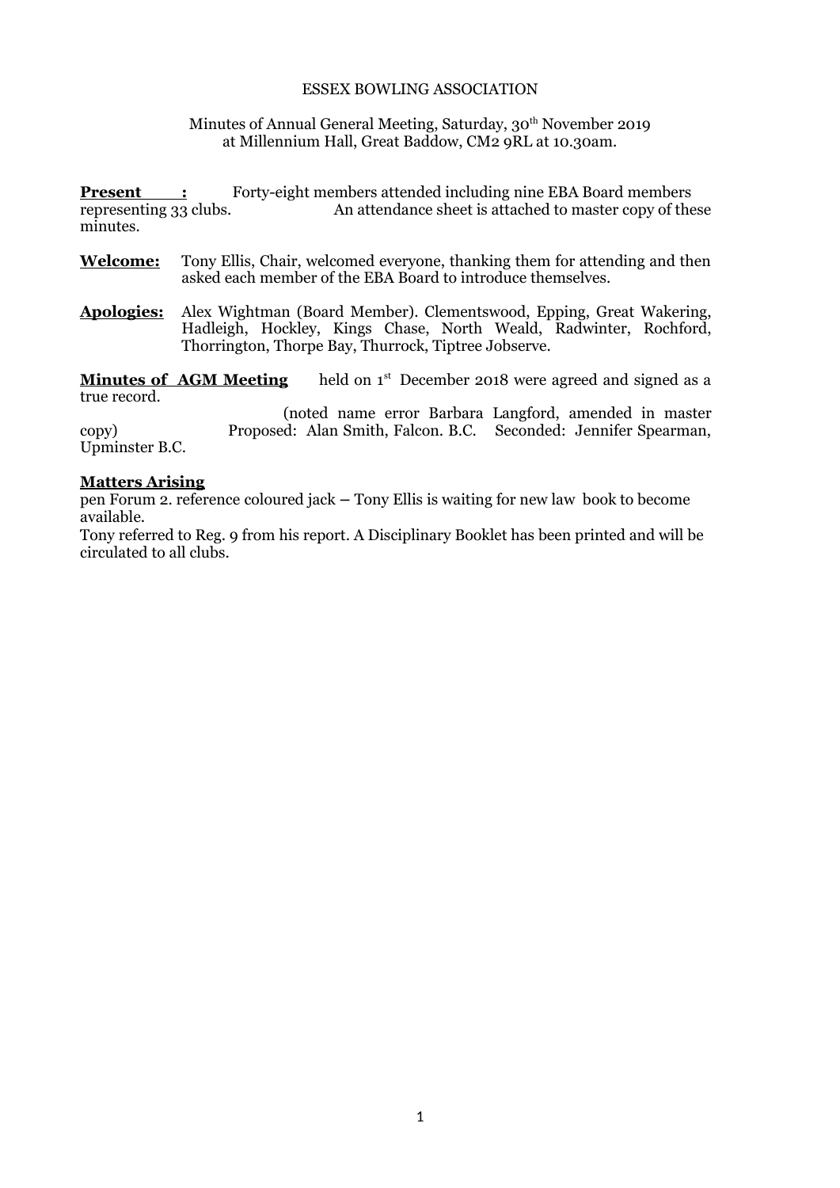ESSEX BOWLING ASSOCIATION

Minutes of Annual General Meeting, Saturday, 30th November 2019
at Millennium Hall, Great Baddow, CM2 9RL at 10.30am.

**Present :** Forty-eight members attended including nine EBA Board members representing 33 clubs. An attendance sheet is attached to master copy of these minutes.

**Welcome:** Tony Ellis, Chair, welcomed everyone, thanking them for attending and then asked each member of the EBA Board to introduce themselves.

**Apologies:** Alex Wightman (Board Member). Clementswood, Epping, Great Wakering, Hadleigh, Hockley, Kings Chase, North Weald, Radwinter, Rochford, Thorrington, Thorpe Bay, Thurrock, Tiptree Jobserve.

**Minutes of AGM Meeting** held on 1st December 2018 were agreed and signed as a true record.
(noted name error Barbara Langford, amended in master copy) Proposed: Alan Smith, Falcon. B.C. Seconded: Jennifer Spearman, Upminster B.C.

**Matters Arising**

pen Forum 2. reference coloured jack – Tony Ellis is waiting for new law book to become available.

Tony referred to Reg. 9 from his report. A Disciplinary Booklet has been printed and will be circulated to all clubs.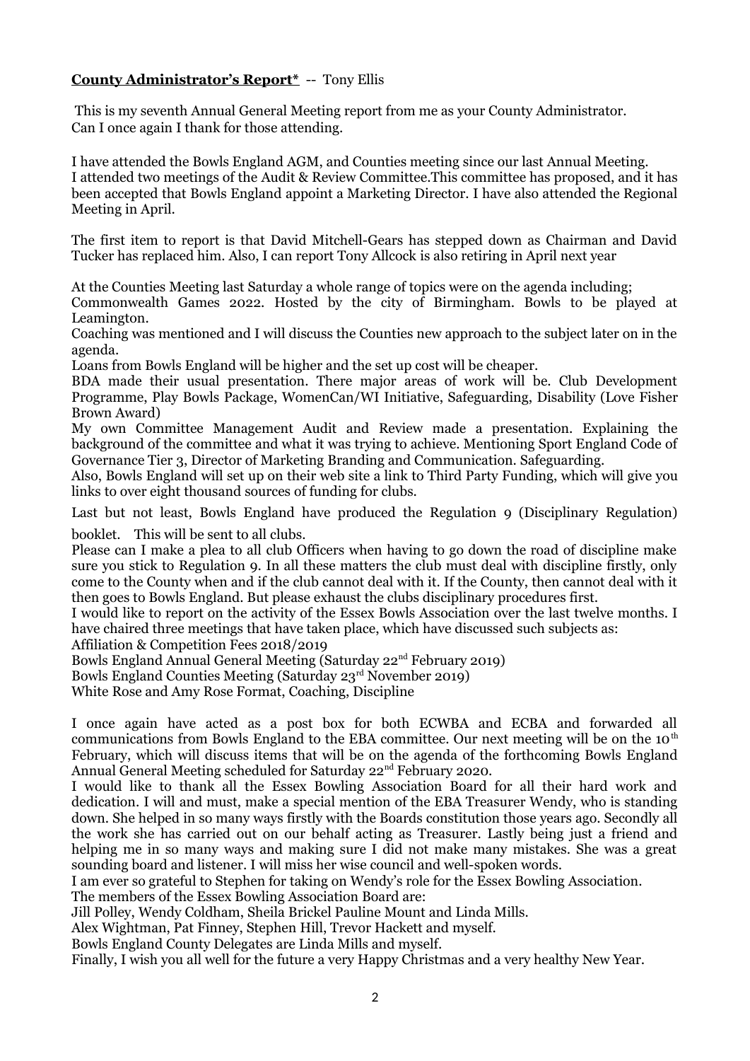**County Administrator's Report*** -- Tony Ellis

This is my seventh Annual General Meeting report from me as your County Administrator.
Can I once again I thank for those attending.

I have attended the Bowls England AGM, and Counties meeting since our last Annual Meeting.
I attended two meetings of the Audit & Review Committee.This committee has proposed, and it has been accepted that Bowls England appoint a Marketing Director. I have also attended the Regional Meeting in April.

The first item to report is that David Mitchell-Gears has stepped down as Chairman and David Tucker has replaced him. Also, I can report Tony Allcock is also retiring in April next year

At the Counties Meeting last Saturday a whole range of topics were on the agenda including;
Commonwealth Games 2022. Hosted by the city of Birmingham. Bowls to be played at Leamington.
Coaching was mentioned and I will discuss the Counties new approach to the subject later on in the agenda.
Loans from Bowls England will be higher and the set up cost will be cheaper.
BDA made their usual presentation. There major areas of work will be. Club Development Programme, Play Bowls Package, WomenCan/WI Initiative, Safeguarding, Disability (Love Fisher Brown Award)
My own Committee Management Audit and Review made a presentation. Explaining the background of the committee and what it was trying to achieve. Mentioning Sport England Code of Governance Tier 3, Director of Marketing Branding and Communication. Safeguarding.
Also, Bowls England will set up on their web site a link to Third Party Funding, which will give you links to over eight thousand sources of funding for clubs.

Last but not least, Bowls England have produced the Regulation 9 (Disciplinary Regulation) booklet. This will be sent to all clubs.
Please can I make a plea to all club Officers when having to go down the road of discipline make sure you stick to Regulation 9. In all these matters the club must deal with discipline firstly, only come to the County when and if the club cannot deal with it. If the County, then cannot deal with it then goes to Bowls England. But please exhaust the clubs disciplinary procedures first.
I would like to report on the activity of the Essex Bowls Association over the last twelve months. I have chaired three meetings that have taken place, which have discussed such subjects as:
Affiliation & Competition Fees 2018/2019
Bowls England Annual General Meeting (Saturday 22nd February 2019)
Bowls England Counties Meeting (Saturday 23rd November 2019)
White Rose and Amy Rose Format, Coaching, Discipline

I once again have acted as a post box for both ECWBA and ECBA and forwarded all communications from Bowls England to the EBA committee. Our next meeting will be on the 10th February, which will discuss items that will be on the agenda of the forthcoming Bowls England Annual General Meeting scheduled for Saturday 22nd February 2020.
I would like to thank all the Essex Bowling Association Board for all their hard work and dedication. I will and must, make a special mention of the EBA Treasurer Wendy, who is standing down. She helped in so many ways firstly with the Boards constitution those years ago. Secondly all the work she has carried out on our behalf acting as Treasurer. Lastly being just a friend and helping me in so many ways and making sure I did not make many mistakes. She was a great sounding board and listener. I will miss her wise council and well-spoken words.
I am ever so grateful to Stephen for taking on Wendy's role for the Essex Bowling Association.
The members of the Essex Bowling Association Board are:
Jill Polley, Wendy Coldham, Sheila Brickel Pauline Mount and Linda Mills.
Alex Wightman, Pat Finney, Stephen Hill, Trevor Hackett and myself.
Bowls England County Delegates are Linda Mills and myself.
Finally, I wish you all well for the future a very Happy Christmas and a very healthy New Year.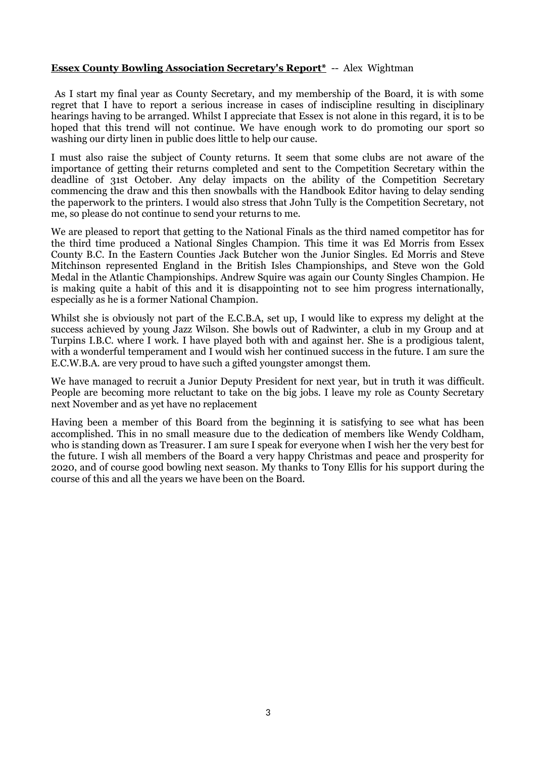**Essex County Bowling Association Secretary's Report*** -- Alex Wightman

As I start my final year as County Secretary, and my membership of the Board, it is with some regret that I have to report a serious increase in cases of indiscipline resulting in disciplinary hearings having to be arranged. Whilst I appreciate that Essex is not alone in this regard, it is to be hoped that this trend will not continue. We have enough work to do promoting our sport so washing our dirty linen in public does little to help our cause.

I must also raise the subject of County returns. It seem that some clubs are not aware of the importance of getting their returns completed and sent to the Competition Secretary within the deadline of 31st October. Any delay impacts on the ability of the Competition Secretary commencing the draw and this then snowballs with the Handbook Editor having to delay sending the paperwork to the printers. I would also stress that John Tully is the Competition Secretary, not me, so please do not continue to send your returns to me.

We are pleased to report that getting to the National Finals as the third named competitor has for the third time produced a National Singles Champion. This time it was Ed Morris from Essex County B.C. In the Eastern Counties Jack Butcher won the Junior Singles. Ed Morris and Steve Mitchinson represented England in the British Isles Championships, and Steve won the Gold Medal in the Atlantic Championships. Andrew Squire was again our County Singles Champion. He is making quite a habit of this and it is disappointing not to see him progress internationally, especially as he is a former National Champion.

Whilst she is obviously not part of the E.C.B.A, set up, I would like to express my delight at the success achieved by young Jazz Wilson. She bowls out of Radwinter, a club in my Group and at Turpins I.B.C. where I work. I have played both with and against her. She is a prodigious talent, with a wonderful temperament and I would wish her continued success in the future. I am sure the E.C.W.B.A. are very proud to have such a gifted youngster amongst them.

We have managed to recruit a Junior Deputy President for next year, but in truth it was difficult. People are becoming more reluctant to take on the big jobs. I leave my role as County Secretary next November and as yet have no replacement

Having been a member of this Board from the beginning it is satisfying to see what has been accomplished. This in no small measure due to the dedication of members like Wendy Coldham, who is standing down as Treasurer. I am sure I speak for everyone when I wish her the very best for the future. I wish all members of the Board a very happy Christmas and peace and prosperity for 2020, and of course good bowling next season. My thanks to Tony Ellis for his support during the course of this and all the years we have been on the Board.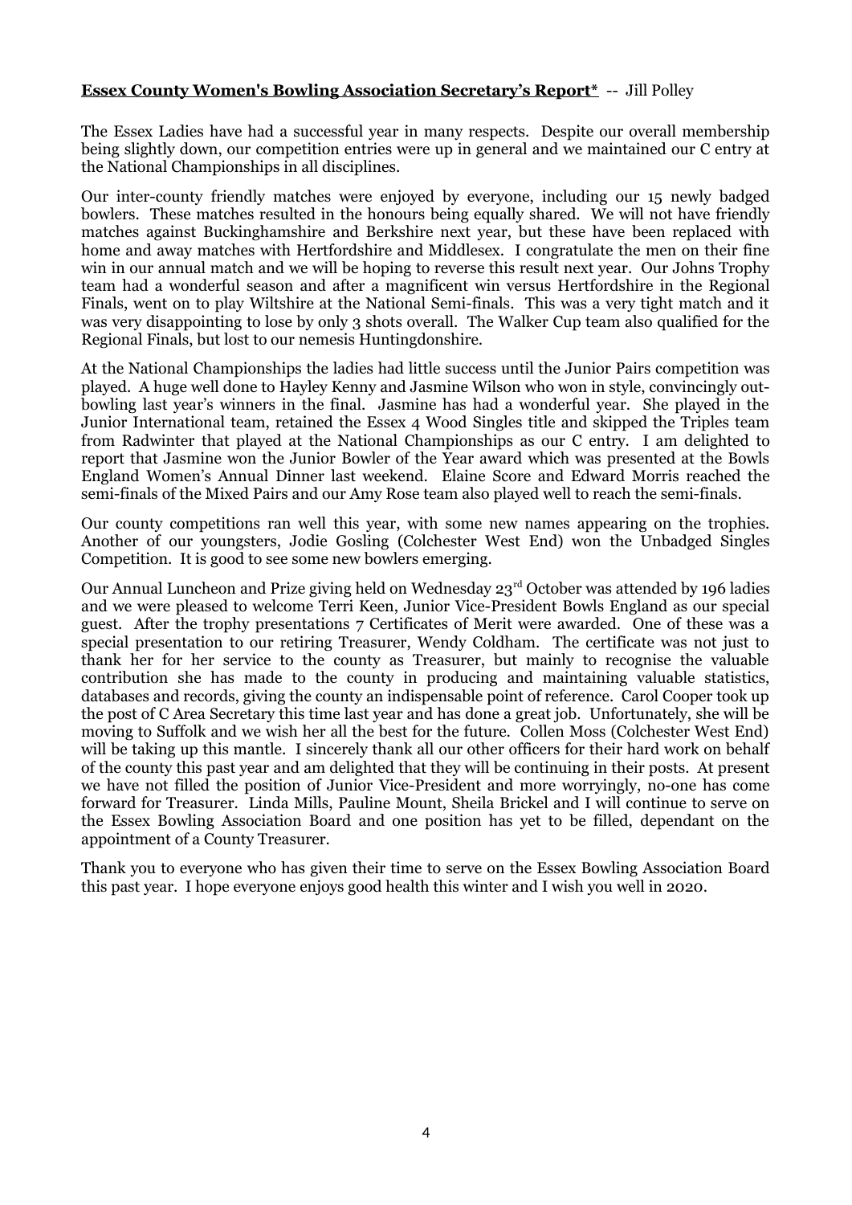**Essex County Women's Bowling Association Secretary's Report*** -- Jill Polley

The Essex Ladies have had a successful year in many respects. Despite our overall membership being slightly down, our competition entries were up in general and we maintained our C entry at the National Championships in all disciplines.

Our inter-county friendly matches were enjoyed by everyone, including our 15 newly badged bowlers. These matches resulted in the honours being equally shared. We will not have friendly matches against Buckinghamshire and Berkshire next year, but these have been replaced with home and away matches with Hertfordshire and Middlesex. I congratulate the men on their fine win in our annual match and we will be hoping to reverse this result next year. Our Johns Trophy team had a wonderful season and after a magnificent win versus Hertfordshire in the Regional Finals, went on to play Wiltshire at the National Semi-finals. This was a very tight match and it was very disappointing to lose by only 3 shots overall. The Walker Cup team also qualified for the Regional Finals, but lost to our nemesis Huntingdonshire.

At the National Championships the ladies had little success until the Junior Pairs competition was played. A huge well done to Hayley Kenny and Jasmine Wilson who won in style, convincingly out-bowling last year's winners in the final. Jasmine has had a wonderful year. She played in the Junior International team, retained the Essex 4 Wood Singles title and skipped the Triples team from Radwinter that played at the National Championships as our C entry. I am delighted to report that Jasmine won the Junior Bowler of the Year award which was presented at the Bowls England Women's Annual Dinner last weekend. Elaine Score and Edward Morris reached the semi-finals of the Mixed Pairs and our Amy Rose team also played well to reach the semi-finals.

Our county competitions ran well this year, with some new names appearing on the trophies. Another of our youngsters, Jodie Gosling (Colchester West End) won the Unbadged Singles Competition. It is good to see some new bowlers emerging.

Our Annual Luncheon and Prize giving held on Wednesday 23rd October was attended by 196 ladies and we were pleased to welcome Terri Keen, Junior Vice-President Bowls England as our special guest. After the trophy presentations 7 Certificates of Merit were awarded. One of these was a special presentation to our retiring Treasurer, Wendy Coldham. The certificate was not just to thank her for her service to the county as Treasurer, but mainly to recognise the valuable contribution she has made to the county in producing and maintaining valuable statistics, databases and records, giving the county an indispensable point of reference. Carol Cooper took up the post of C Area Secretary this time last year and has done a great job. Unfortunately, she will be moving to Suffolk and we wish her all the best for the future. Collen Moss (Colchester West End) will be taking up this mantle. I sincerely thank all our other officers for their hard work on behalf of the county this past year and am delighted that they will be continuing in their posts. At present we have not filled the position of Junior Vice-President and more worryingly, no-one has come forward for Treasurer. Linda Mills, Pauline Mount, Sheila Brickel and I will continue to serve on the Essex Bowling Association Board and one position has yet to be filled, dependant on the appointment of a County Treasurer.

Thank you to everyone who has given their time to serve on the Essex Bowling Association Board this past year. I hope everyone enjoys good health this winter and I wish you well in 2020.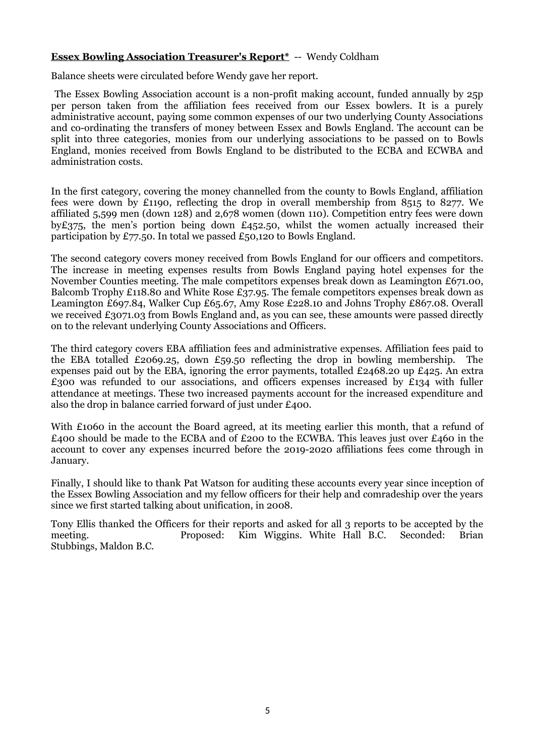**Essex Bowling Association Treasurer's Report*** -- Wendy Coldham

Balance sheets were circulated before Wendy gave her report.

The Essex Bowling Association account is a non-profit making account, funded annually by 25p per person taken from the affiliation fees received from our Essex bowlers. It is a purely administrative account, paying some common expenses of our two underlying County Associations and co-ordinating the transfers of money between Essex and Bowls England. The account can be split into three categories, monies from our underlying associations to be passed on to Bowls England, monies received from Bowls England to be distributed to the ECBA and ECWBA and administration costs.

In the first category, covering the money channelled from the county to Bowls England, affiliation fees were down by £1190, reflecting the drop in overall membership from 8515 to 8277. We affiliated 5,599 men (down 128) and 2,678 women (down 110). Competition entry fees were down by£375, the men's portion being down £452.50, whilst the women actually increased their participation by £77.50. In total we passed £50,120 to Bowls England.

The second category covers money received from Bowls England for our officers and competitors. The increase in meeting expenses results from Bowls England paying hotel expenses for the November Counties meeting. The male competitors expenses break down as Leamington £671.00, Balcomb Trophy £118.80 and White Rose £37.95. The female competitors expenses break down as Leamington £697.84, Walker Cup £65.67, Amy Rose £228.10 and Johns Trophy £867.08. Overall we received £3071.03 from Bowls England and, as you can see, these amounts were passed directly on to the relevant underlying County Associations and Officers.

The third category covers EBA affiliation fees and administrative expenses. Affiliation fees paid to the EBA totalled £2069.25, down £59.50 reflecting the drop in bowling membership. The expenses paid out by the EBA, ignoring the error payments, totalled £2468.20 up £425. An extra £300 was refunded to our associations, and officers expenses increased by £134 with fuller attendance at meetings. These two increased payments account for the increased expenditure and also the drop in balance carried forward of just under £400.

With £1060 in the account the Board agreed, at its meeting earlier this month, that a refund of £400 should be made to the ECBA and of £200 to the ECWBA. This leaves just over £460 in the account to cover any expenses incurred before the 2019-2020 affiliations fees come through in January.

Finally, I should like to thank Pat Watson for auditing these accounts every year since inception of the Essex Bowling Association and my fellow officers for their help and comradeship over the years since we first started talking about unification, in 2008.

Tony Ellis thanked the Officers for their reports and asked for all 3 reports to be accepted by the meeting. Proposed: Kim Wiggins. White Hall B.C. Seconded: Brian Stubbings, Maldon B.C.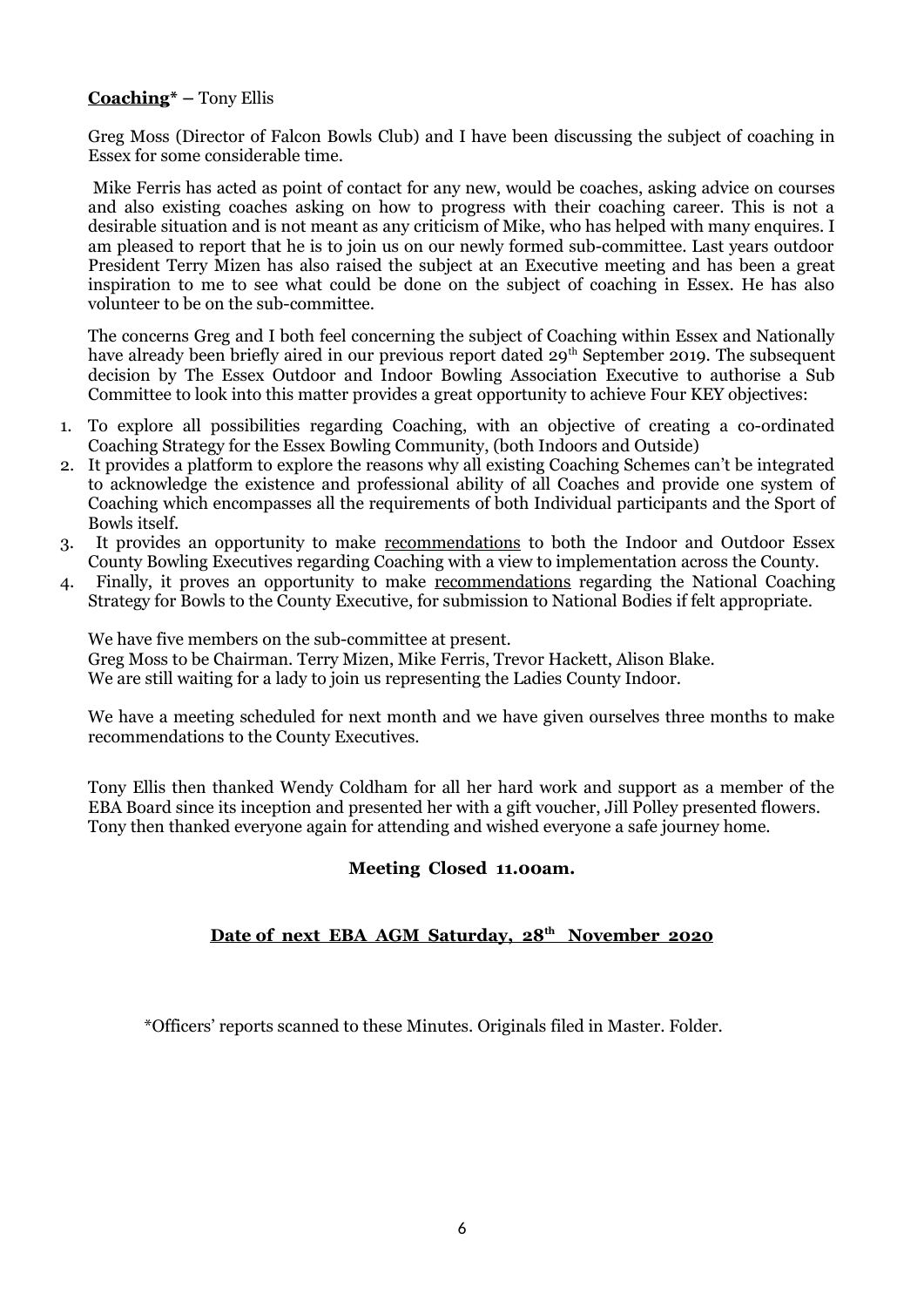**Coaching* – Tony Ellis**

Greg Moss (Director of Falcon Bowls Club) and I have been discussing the subject of coaching in Essex for some considerable time.

Mike Ferris has acted as point of contact for any new, would be coaches, asking advice on courses and also existing coaches asking on how to progress with their coaching career. This is not a desirable situation and is not meant as any criticism of Mike, who has helped with many enquires. I am pleased to report that he is to join us on our newly formed sub-committee. Last years outdoor President Terry Mizen has also raised the subject at an Executive meeting and has been a great inspiration to me to see what could be done on the subject of coaching in Essex. He has also volunteer to be on the sub-committee.

The concerns Greg and I both feel concerning the subject of Coaching within Essex and Nationally have already been briefly aired in our previous report dated 29th September 2019. The subsequent decision by The Essex Outdoor and Indoor Bowling Association Executive to authorise a Sub Committee to look into this matter provides a great opportunity to achieve Four KEY objectives:

1. To explore all possibilities regarding Coaching, with an objective of creating a co-ordinated Coaching Strategy for the Essex Bowling Community, (both Indoors and Outside)
2. It provides a platform to explore the reasons why all existing Coaching Schemes can't be integrated to acknowledge the existence and professional ability of all Coaches and provide one system of Coaching which encompasses all the requirements of both Individual participants and the Sport of Bowls itself.
3. It provides an opportunity to make <u>recommendations</u> to both the Indoor and Outdoor Essex County Bowling Executives regarding Coaching with a view to implementation across the County.
4. Finally, it proves an opportunity to make <u>recommendations</u> regarding the National Coaching Strategy for Bowls to the County Executive, for submission to National Bodies if felt appropriate.

We have five members on the sub-committee at present.
Greg Moss to be Chairman. Terry Mizen, Mike Ferris, Trevor Hackett, Alison Blake.
We are still waiting for a lady to join us representing the Ladies County Indoor.

We have a meeting scheduled for next month and we have given ourselves three months to make recommendations to the County Executives.

Tony Ellis then thanked Wendy Coldham for all her hard work and support as a member of the EBA Board since its inception and presented her with a gift voucher, Jill Polley presented flowers. Tony then thanked everyone again for attending and wished everyone a safe journey home.

**Meeting Closed 11.00am.**

**Date of next EBA AGM Saturday, 28th November 2020**

*Officers' reports scanned to these Minutes. Originals filed in Master. Folder.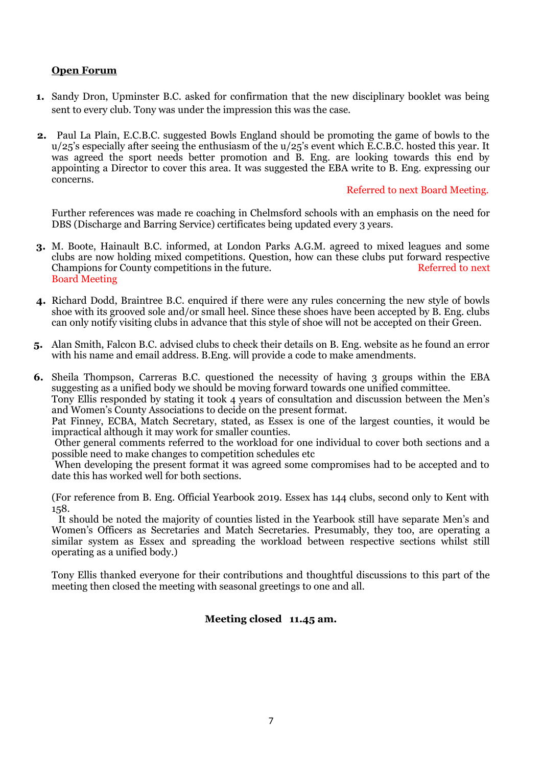**Open Forum**

1. Sandy Dron, Upminster B.C. asked for confirmation that the new disciplinary booklet was being sent to every club. Tony was under the impression this was the case.

2. Paul La Plain, E.C.B.C. suggested Bowls England should be promoting the game of bowls to the u/25's especially after seeing the enthusiasm of the u/25's event which E.C.B.C. hosted this year. It was agreed the sport needs better promotion and B. Eng. are looking towards this end by appointing a Director to cover this area. It was suggested the EBA write to B. Eng. expressing our concerns.

   Referred to next Board Meeting.

   Further references was made re coaching in Chelmsford schools with an emphasis on the need for DBS (Discharge and Barring Service) certificates being updated every 3 years.

3. M. Boote, Hainault B.C. informed, at London Parks A.G.M. agreed to mixed leagues and some clubs are now holding mixed competitions. Question, how can these clubs put forward respective Champions for County competitions in the future. Referred to next Board Meeting

4. Richard Dodd, Braintree B.C. enquired if there were any rules concerning the new style of bowls shoe with its grooved sole and/or small heel. Since these shoes have been accepted by B. Eng. clubs can only notify visiting clubs in advance that this style of shoe will not be accepted on their Green.

5. Alan Smith, Falcon B.C. advised clubs to check their details on B. Eng. website as he found an error with his name and email address. B.Eng. will provide a code to make amendments.

6. Sheila Thompson, Carreras B.C. questioned the necessity of having 3 groups within the EBA suggesting as a unified body we should be moving forward towards one unified committee.
   Tony Ellis responded by stating it took 4 years of consultation and discussion between the Men's and Women's County Associations to decide on the present format.
   Pat Finney, ECBA, Match Secretary, stated, as Essex is one of the largest counties, it would be impractical although it may work for smaller counties.
   Other general comments referred to the workload for one individual to cover both sections and a possible need to make changes to competition schedules etc
   When developing the present format it was agreed some compromises had to be accepted and to date this has worked well for both sections.

   (For reference from B. Eng. Official Yearbook 2019. Essex has 144 clubs, second only to Kent with 158.
   It should be noted the majority of counties listed in the Yearbook still have separate Men's and Women's Officers as Secretaries and Match Secretaries. Presumably, they too, are operating a similar system as Essex and spreading the workload between respective sections whilst still operating as a unified body.)

   Tony Ellis thanked everyone for their contributions and thoughtful discussions to this part of the meeting then closed the meeting with seasonal greetings to one and all.

**Meeting closed 11.45 am.**